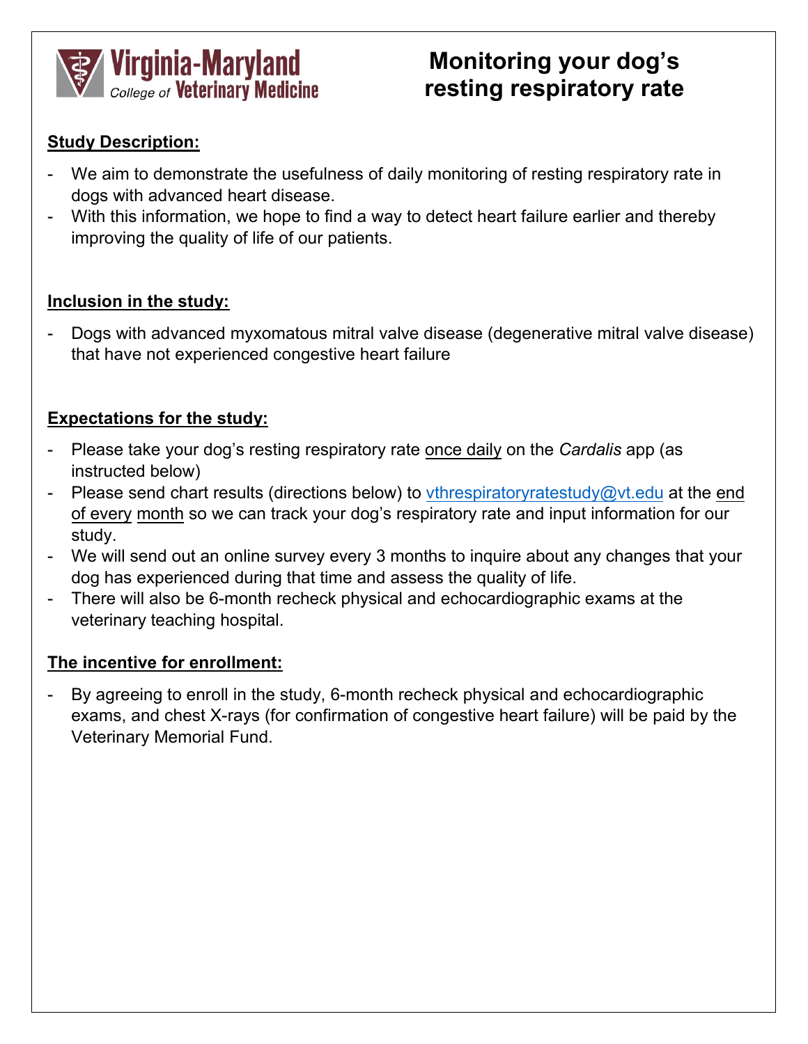Virginia-Maryland College of Veterinary Medicine

# Monitoring your dog's resting respiratory rate

**Study Description:**

- We aim to demonstrate the usefulness of daily monitoring of resting respiratory rate in dogs with advanced heart disease.
- With this information, we hope to find a way to detect heart failure earlier and thereby improving the quality of life of our patients.

**Inclusion in the study:**

- Dogs with advanced myxomatous mitral valve disease (degenerative mitral valve disease) that have not experienced congestive heart failure

**Expectations for the study:**

- Please take your dog's resting respiratory rate once daily on the *Cardalis* app (as instructed below)
- Please send chart results (directions below) to vthrespiratoryratestudy@vt.edu at the end of every month so we can track your dog's respiratory rate and input information for our study.
- We will send out an online survey every 3 months to inquire about any changes that your dog has experienced during that time and assess the quality of life.
- There will also be 6-month recheck physical and echocardiographic exams at the veterinary teaching hospital.

**The incentive for enrollment:**

- By agreeing to enroll in the study, 6-month recheck physical and echocardiographic exams, and chest X-rays (for confirmation of congestive heart failure) will be paid by the Veterinary Memorial Fund.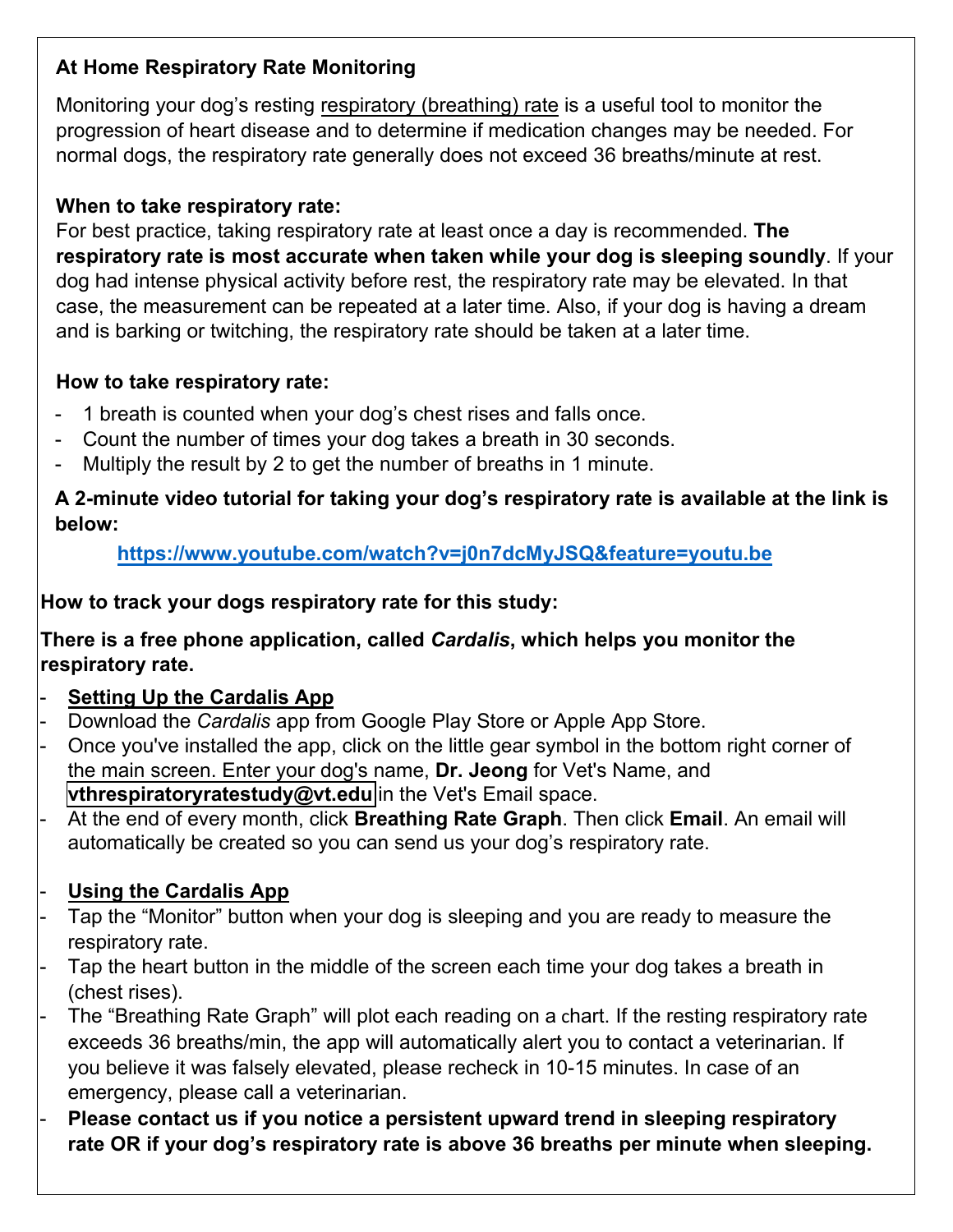### At Home Respiratory Rate Monitoring

Monitoring your dog's resting respiratory (breathing) rate is a useful tool to monitor the progression of heart disease and to determine if medication changes may be needed. For normal dogs, the respiratory rate generally does not exceed 36 breaths/minute at rest.

**When to take respiratory rate:**

For best practice, taking respiratory rate at least once a day is recommended. **The respiratory rate is most accurate when taken while your dog is sleeping soundly**. If your dog had intense physical activity before rest, the respiratory rate may be elevated. In that case, the measurement can be repeated at a later time. Also, if your dog is having a dream and is barking or twitching, the respiratory rate should be taken at a later time.

**How to take respiratory rate:**

- 1 breath is counted when your dog's chest rises and falls once.
- Count the number of times your dog takes a breath in 30 seconds.
- Multiply the result by 2 to get the number of breaths in 1 minute.

**A 2-minute video tutorial for taking your dog's respiratory rate is available at the link is below:**

**https://www.youtube.com/watch?v=j0n7dcMyJSQ&feature=youtu.be**

**How to track your dogs respiratory rate for this study:**

**There is a free phone application, called *Cardalis*, which helps you monitor the respiratory rate.**

- **Setting Up the Cardalis App**
- Download the *Cardalis* app from Google Play Store or Apple App Store.
- Once you've installed the app, click on the little gear symbol in the bottom right corner of the main screen. Enter your dog's name, **Dr. Jeong** for Vet's Name, and **vthrespiratoryratestudy@vt.edu** in the Vet's Email space.
- At the end of every month, click **Breathing Rate Graph**. Then click **Email**. An email will automatically be created so you can send us your dog's respiratory rate.

- **Using the Cardalis App**
- Tap the "Monitor" button when your dog is sleeping and you are ready to measure the respiratory rate.
- Tap the heart button in the middle of the screen each time your dog takes a breath in (chest rises).
- The "Breathing Rate Graph" will plot each reading on a chart. If the resting respiratory rate exceeds 36 breaths/min, the app will automatically alert you to contact a veterinarian. If you believe it was falsely elevated, please recheck in 10-15 minutes. In case of an emergency, please call a veterinarian.
- **Please contact us if you notice a persistent upward trend in sleeping respiratory rate OR if your dog's respiratory rate is above 36 breaths per minute when sleeping.**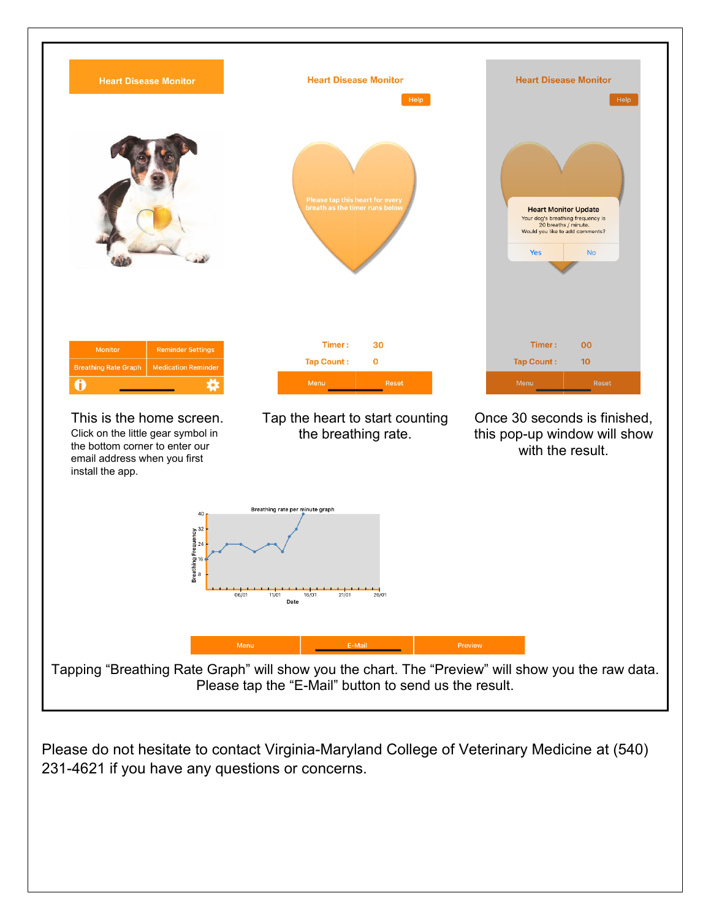Heart Disease Monitor

Monitor | Reminder Settings
Breathing Rate Graph | Medication Reminder

This is the home screen.
Click on the little gear symbol in the bottom corner to enter our email address when you first install the app.

Heart Disease Monitor

Help

Please tap this heart for every breath as the timer runs below

Timer : 30
Tap Count : 0

Menu | Reset

Tap the heart to start counting the breathing rate.

Heart Disease Monitor

Help

Heart Monitor Update
Your dog's breathing frequency is 20 breaths / minute.
Would you like to add comments?

Yes | No

Timer : 00
Tap Count : 10

Menu | Reset

Once 30 seconds is finished, this pop-up window will show with the result.

Breathing rate per minute graph

Breathing Frequency

40
32
24
16
8

06/01
11/01
16/01
21/01
26/01

Date

Menu | E-Mail | Preview

Tapping "Breathing Rate Graph" will show you the chart. The "Preview" will show you the raw data. Please tap the "E-Mail" button to send us the result.

Please do not hesitate to contact Virginia-Maryland College of Veterinary Medicine at (540) 231-4621 if you have any questions or concerns.